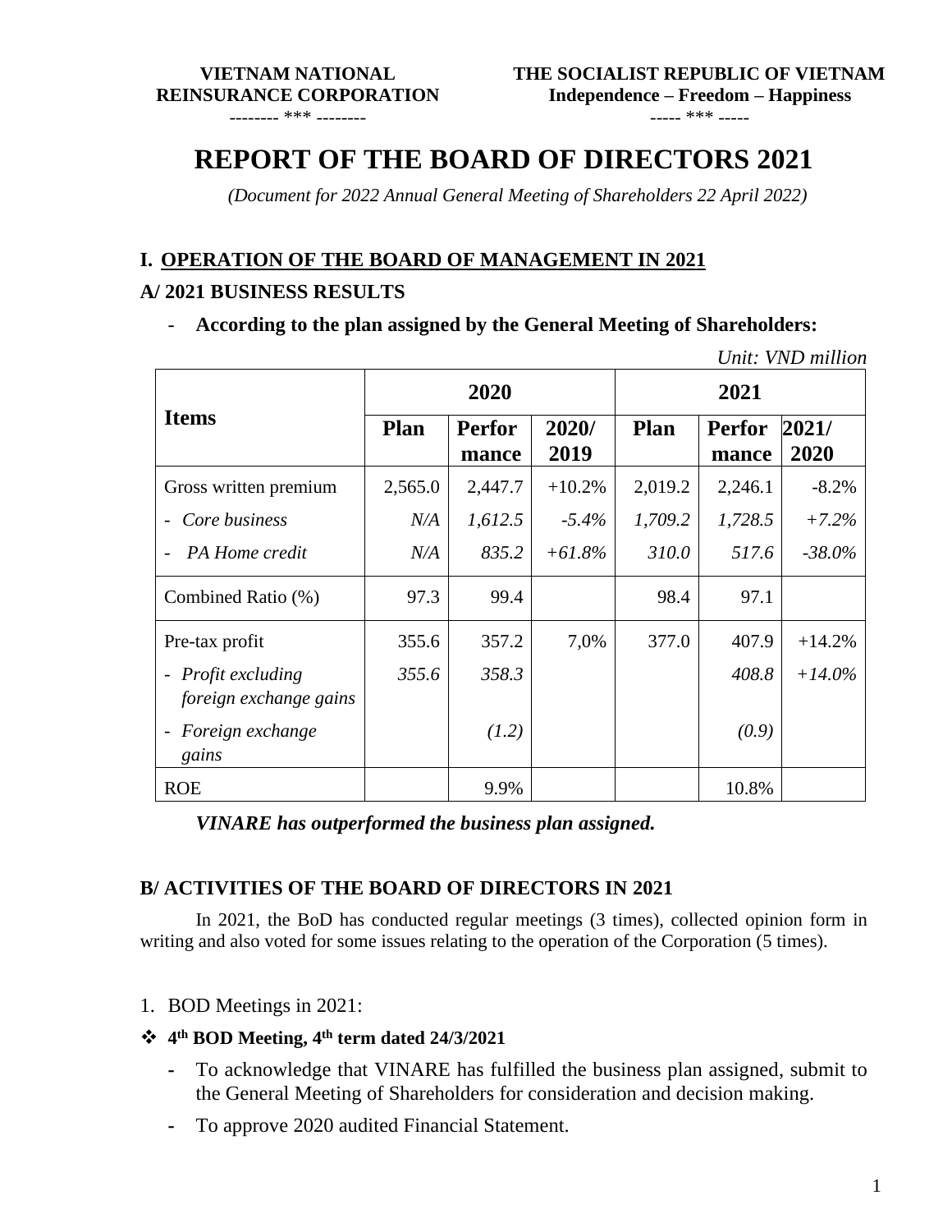**VIETNAM NATIONAL REINSURANCE CORPORATION**
-------- *** --------

**THE SOCIALIST REPUBLIC OF VIETNAM**
**Independence – Freedom – Happiness**
----- *** -----

# REPORT OF THE BOARD OF DIRECTORS 2021

*(Document for 2022 Annual General Meeting of Shareholders 22 April 2022)*

## I. OPERATION OF THE BOARD OF MANAGEMENT IN 2021

### A/ 2021 BUSINESS RESULTS

- **According to the plan assigned by the General Meeting of Shareholders:**

*Unit: VND million*

| Items | 2020 | | | 2021 | | |
|---|---|---|---|---|---|---|
| | **Plan** | **Performance** | **2020/2019** | **Plan** | **Performance** | **2021/2020** |
| Gross written premium | 2,565.0 | 2,447.7 | +10.2% | 2,019.2 | 2,246.1 | -8.2% |
| - *Core business* | *N/A* | *1,612.5* | *-5.4%* | *1,709.2* | *1,728.5* | *+7.2%* |
| - *PA Home credit* | *N/A* | *835.2* | *+61.8%* | *310.0* | *517.6* | *-38.0%* |
| Combined Ratio (%) | 97.3 | 99.4 | | 98.4 | 97.1 | |
| Pre-tax profit | 355.6 | 357.2 | 7,0% | 377.0 | 407.9 | +14.2% |
| - *Profit excluding foreign exchange gains* | *355.6* | *358.3* | | | *408.8* | *+14.0%* |
| - *Foreign exchange gains* | | *(1.2)* | | | *(0.9)* | |
| ROE | | 9.9% | | | 10.8% | |

***VINARE has outperformed the business plan assigned.***

### B/ ACTIVITIES OF THE BOARD OF DIRECTORS IN 2021

In 2021, the BoD has conducted regular meetings (3 times), collected opinion form in writing and also voted for some issues relating to the operation of the Corporation (5 times).

1. BOD Meetings in 2021:

- **4th BOD Meeting, 4th term dated 24/3/2021**
  - To acknowledge that VINARE has fulfilled the business plan assigned, submit to the General Meeting of Shareholders for consideration and decision making.
  - To approve 2020 audited Financial Statement.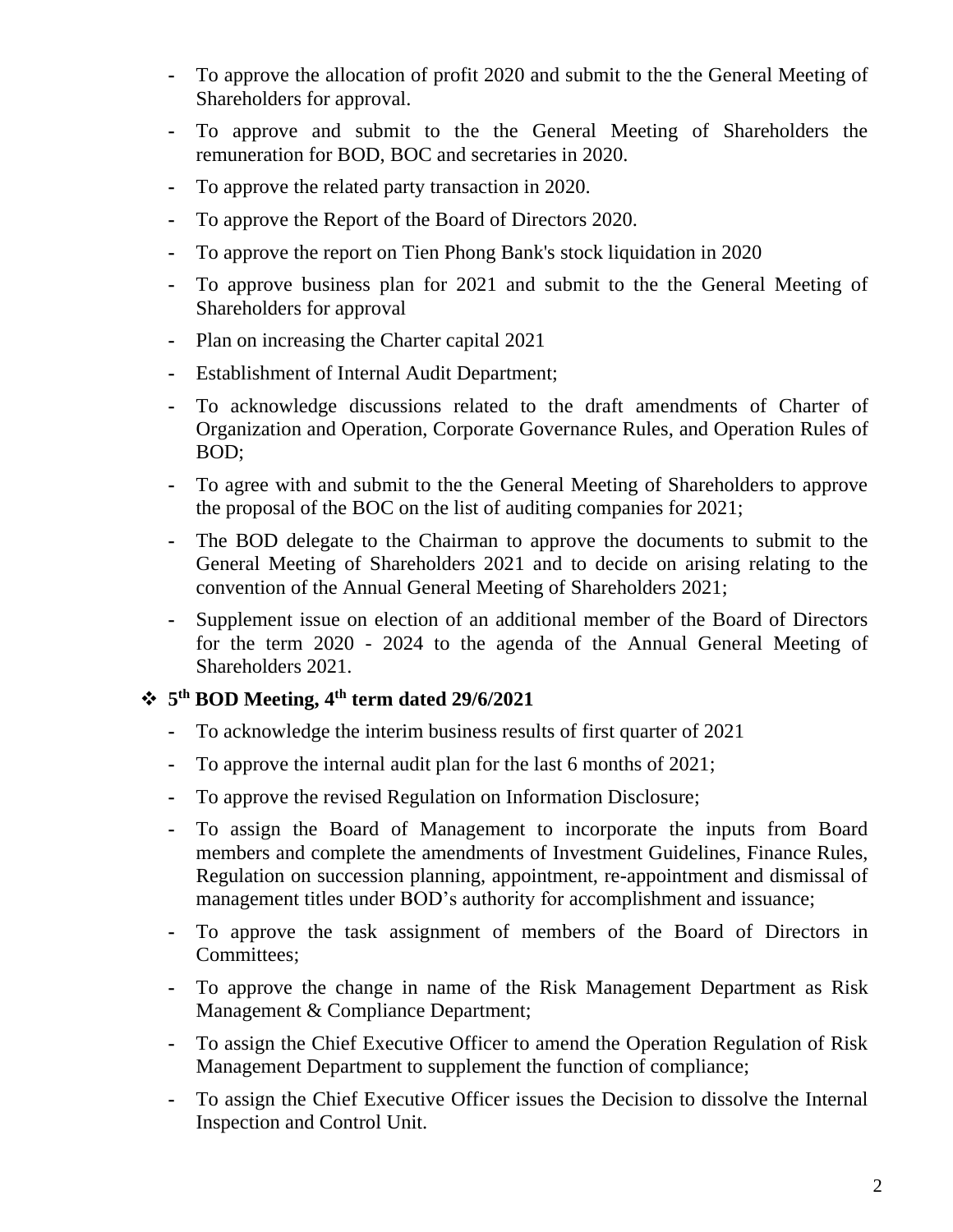- To approve the allocation of profit 2020 and submit to the the General Meeting of Shareholders for approval.
- To approve and submit to the the General Meeting of Shareholders the remuneration for BOD, BOC and secretaries in 2020.
- To approve the related party transaction in 2020.
- To approve the Report of the Board of Directors 2020.
- To approve the report on Tien Phong Bank's stock liquidation in 2020
- To approve business plan for 2021 and submit to the the General Meeting of Shareholders for approval
- Plan on increasing the Charter capital 2021
- Establishment of Internal Audit Department;
- To acknowledge discussions related to the draft amendments of Charter of Organization and Operation, Corporate Governance Rules, and Operation Rules of BOD;
- To agree with and submit to the the General Meeting of Shareholders to approve the proposal of the BOC on the list of auditing companies for 2021;
- The BOD delegate to the Chairman to approve the documents to submit to the General Meeting of Shareholders 2021 and to decide on arising relating to the convention of the Annual General Meeting of Shareholders 2021;
- Supplement issue on election of an additional member of the Board of Directors for the term 2020 - 2024 to the agenda of the Annual General Meeting of Shareholders 2021.

❖ **5th BOD Meeting, 4th term dated 29/6/2021**

- To acknowledge the interim business results of first quarter of 2021
- To approve the internal audit plan for the last 6 months of 2021;
- To approve the revised Regulation on Information Disclosure;
- To assign the Board of Management to incorporate the inputs from Board members and complete the amendments of Investment Guidelines, Finance Rules, Regulation on succession planning, appointment, re-appointment and dismissal of management titles under BOD's authority for accomplishment and issuance;
- To approve the task assignment of members of the Board of Directors in Committees;
- To approve the change in name of the Risk Management Department as Risk Management & Compliance Department;
- To assign the Chief Executive Officer to amend the Operation Regulation of Risk Management Department to supplement the function of compliance;
- To assign the Chief Executive Officer issues the Decision to dissolve the Internal Inspection and Control Unit.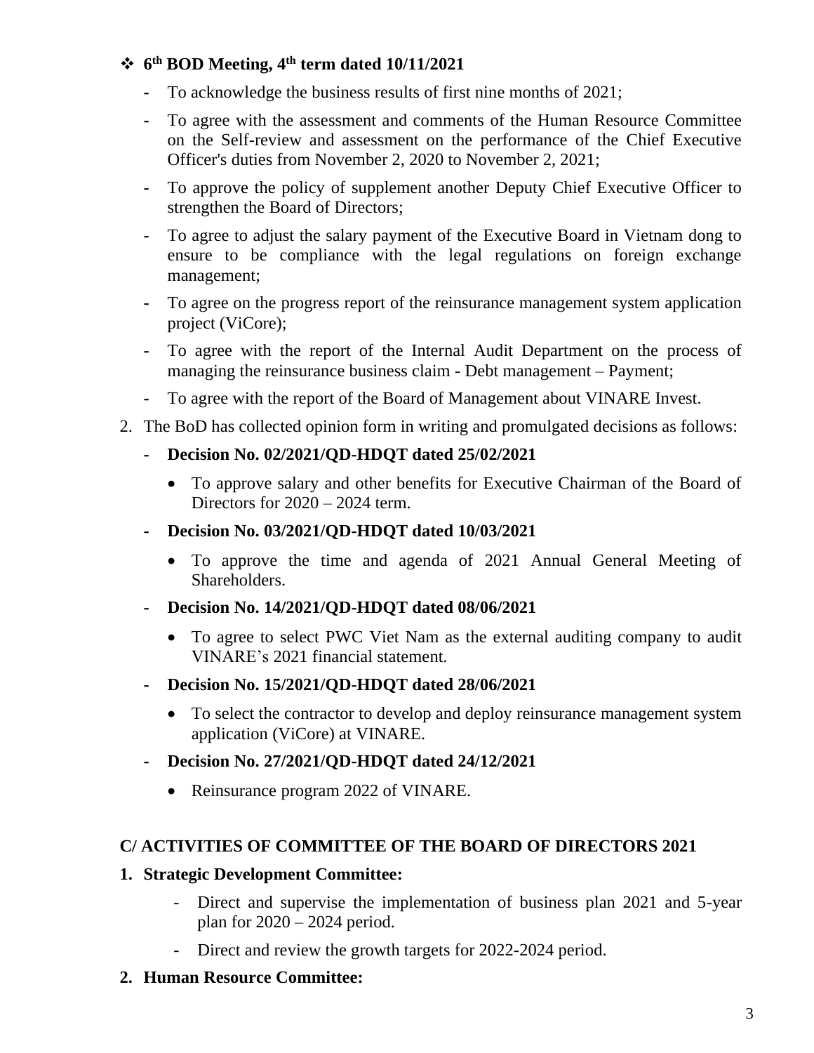❖ **6th BOD Meeting, 4th term dated 10/11/2021**

- To acknowledge the business results of first nine months of 2021;
- To agree with the assessment and comments of the Human Resource Committee on the Self-review and assessment on the performance of the Chief Executive Officer's duties from November 2, 2020 to November 2, 2021;
- To approve the policy of supplement another Deputy Chief Executive Officer to strengthen the Board of Directors;
- To agree to adjust the salary payment of the Executive Board in Vietnam dong to ensure to be compliance with the legal regulations on foreign exchange management;
- To agree on the progress report of the reinsurance management system application project (ViCore);
- To agree with the report of the Internal Audit Department on the process of managing the reinsurance business claim - Debt management – Payment;
- To agree with the report of the Board of Management about VINARE Invest.

2. The BoD has collected opinion form in writing and promulgated decisions as follows:

   - **Decision No. 02/2021/QD-HDQT dated 25/02/2021**
     - To approve salary and other benefits for Executive Chairman of the Board of Directors for 2020 – 2024 term.
   - **Decision No. 03/2021/QD-HDQT dated 10/03/2021**
     - To approve the time and agenda of 2021 Annual General Meeting of Shareholders.
   - **Decision No. 14/2021/QD-HDQT dated 08/06/2021**
     - To agree to select PWC Viet Nam as the external auditing company to audit VINARE's 2021 financial statement.
   - **Decision No. 15/2021/QD-HDQT dated 28/06/2021**
     - To select the contractor to develop and deploy reinsurance management system application (ViCore) at VINARE.
   - **Decision No. 27/2021/QD-HDQT dated 24/12/2021**
     - Reinsurance program 2022 of VINARE.

## C/ ACTIVITIES OF COMMITTEE OF THE BOARD OF DIRECTORS 2021

**1. Strategic Development Committee:**

- Direct and supervise the implementation of business plan 2021 and 5-year plan for 2020 – 2024 period.
- Direct and review the growth targets for 2022-2024 period.

**2. Human Resource Committee:**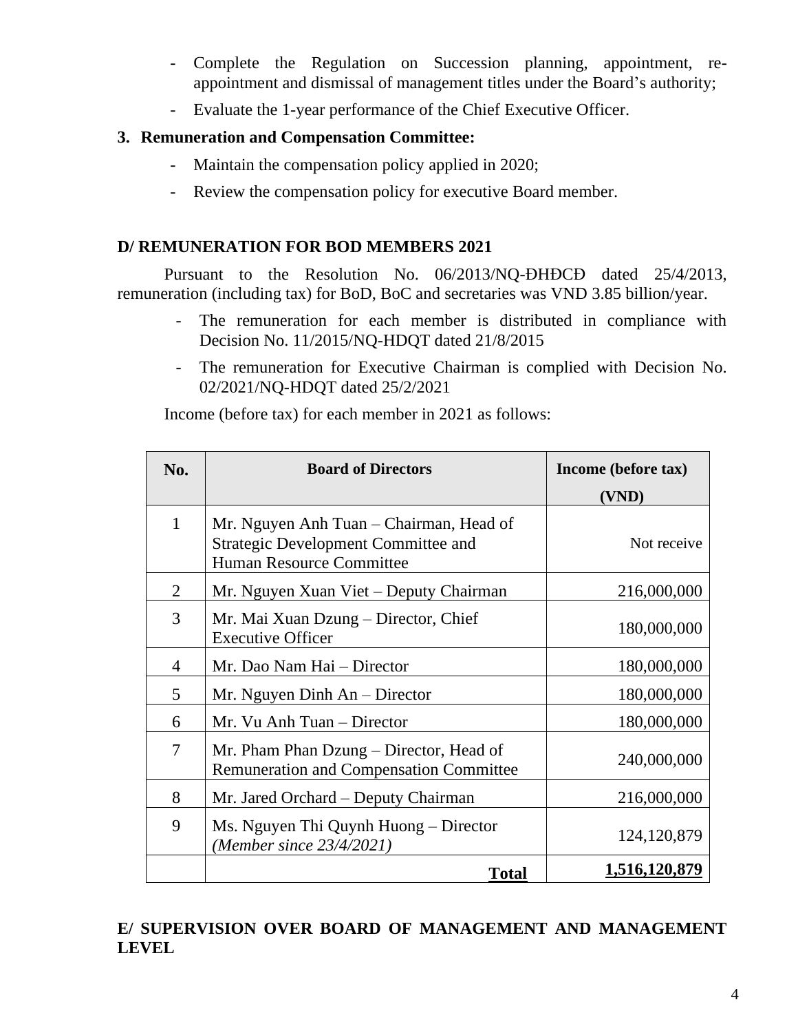- Complete the Regulation on Succession planning, appointment, re-appointment and dismissal of management titles under the Board's authority;
- Evaluate the 1-year performance of the Chief Executive Officer.

**3. Remuneration and Compensation Committee:**

- Maintain the compensation policy applied in 2020;
- Review the compensation policy for executive Board member.

## D/ REMUNERATION FOR BOD MEMBERS 2021

Pursuant to the Resolution No. 06/2013/NQ-ĐHĐCĐ dated 25/4/2013, remuneration (including tax) for BoD, BoC and secretaries was VND 3.85 billion/year.

- The remuneration for each member is distributed in compliance with Decision No. 11/2015/NQ-HDQT dated 21/8/2015
- The remuneration for Executive Chairman is complied with Decision No. 02/2021/NQ-HDQT dated 25/2/2021

Income (before tax) for each member in 2021 as follows:

| No. | Board of Directors | Income (before tax) (VND) |
|---|---|---|
| 1 | Mr. Nguyen Anh Tuan – Chairman, Head of Strategic Development Committee and Human Resource Committee | Not receive |
| 2 | Mr. Nguyen Xuan Viet – Deputy Chairman | 216,000,000 |
| 3 | Mr. Mai Xuan Dzung – Director, Chief Executive Officer | 180,000,000 |
| 4 | Mr. Dao Nam Hai – Director | 180,000,000 |
| 5 | Mr. Nguyen Dinh An – Director | 180,000,000 |
| 6 | Mr. Vu Anh Tuan – Director | 180,000,000 |
| 7 | Mr. Pham Phan Dzung – Director, Head of Remuneration and Compensation Committee | 240,000,000 |
| 8 | Mr. Jared Orchard – Deputy Chairman | 216,000,000 |
| 9 | Ms. Nguyen Thi Quynh Huong – Director *(Member since 23/4/2021)* | 124,120,879 |
| | **Total** | **1,516,120,879** |

## E/ SUPERVISION OVER BOARD OF MANAGEMENT AND MANAGEMENT LEVEL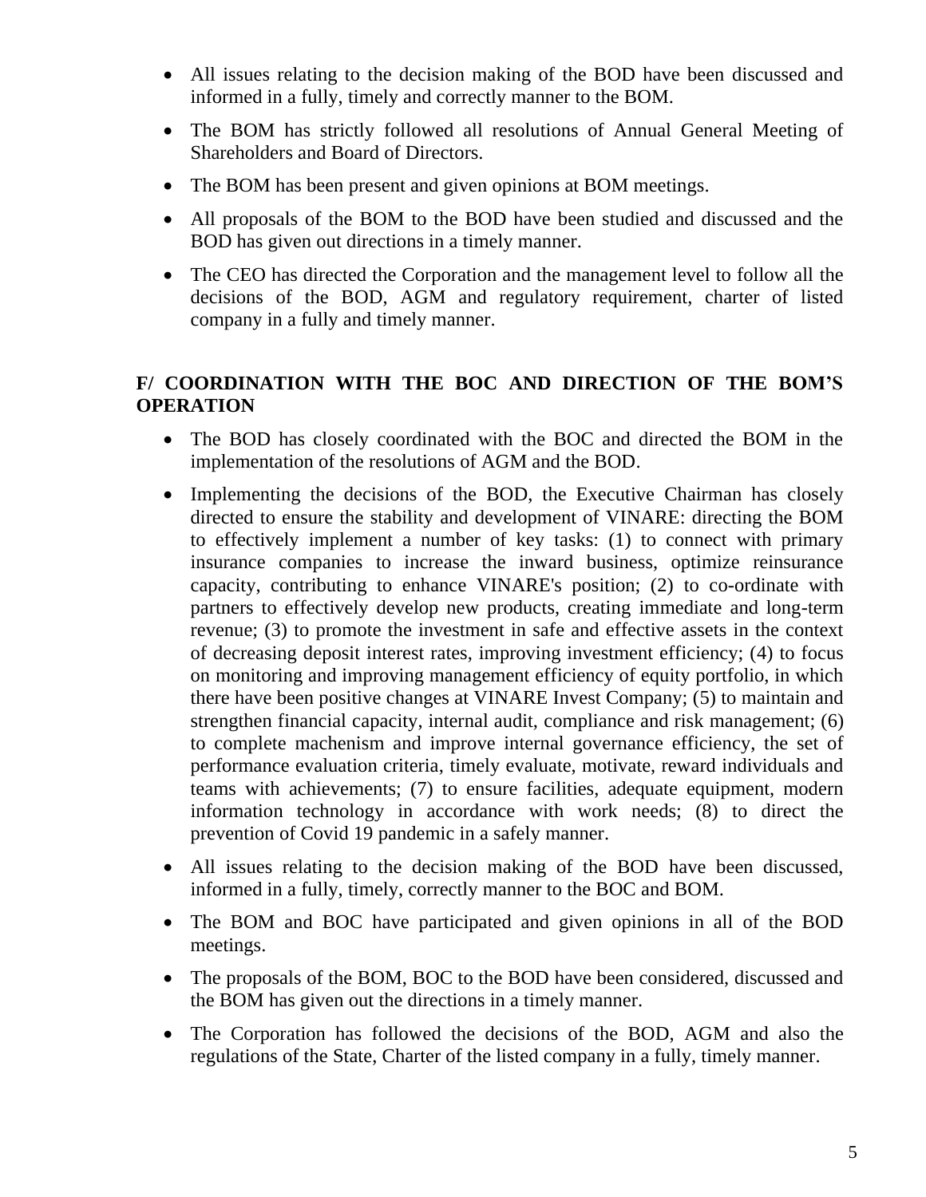- All issues relating to the decision making of the BOD have been discussed and informed in a fully, timely and correctly manner to the BOM.
- The BOM has strictly followed all resolutions of Annual General Meeting of Shareholders and Board of Directors.
- The BOM has been present and given opinions at BOM meetings.
- All proposals of the BOM to the BOD have been studied and discussed and the BOD has given out directions in a timely manner.
- The CEO has directed the Corporation and the management level to follow all the decisions of the BOD, AGM and regulatory requirement, charter of listed company in a fully and timely manner.

## F/ COORDINATION WITH THE BOC AND DIRECTION OF THE BOM'S OPERATION

- The BOD has closely coordinated with the BOC and directed the BOM in the implementation of the resolutions of AGM and the BOD.
- Implementing the decisions of the BOD, the Executive Chairman has closely directed to ensure the stability and development of VINARE: directing the BOM to effectively implement a number of key tasks: (1) to connect with primary insurance companies to increase the inward business, optimize reinsurance capacity, contributing to enhance VINARE's position; (2) to co-ordinate with partners to effectively develop new products, creating immediate and long-term revenue; (3) to promote the investment in safe and effective assets in the context of decreasing deposit interest rates, improving investment efficiency; (4) to focus on monitoring and improving management efficiency of equity portfolio, in which there have been positive changes at VINARE Invest Company; (5) to maintain and strengthen financial capacity, internal audit, compliance and risk management; (6) to complete machenism and improve internal governance efficiency, the set of performance evaluation criteria, timely evaluate, motivate, reward individuals and teams with achievements; (7) to ensure facilities, adequate equipment, modern information technology in accordance with work needs; (8) to direct the prevention of Covid 19 pandemic in a safely manner.
- All issues relating to the decision making of the BOD have been discussed, informed in a fully, timely, correctly manner to the BOC and BOM.
- The BOM and BOC have participated and given opinions in all of the BOD meetings.
- The proposals of the BOM, BOC to the BOD have been considered, discussed and the BOM has given out the directions in a timely manner.
- The Corporation has followed the decisions of the BOD, AGM and also the regulations of the State, Charter of the listed company in a fully, timely manner.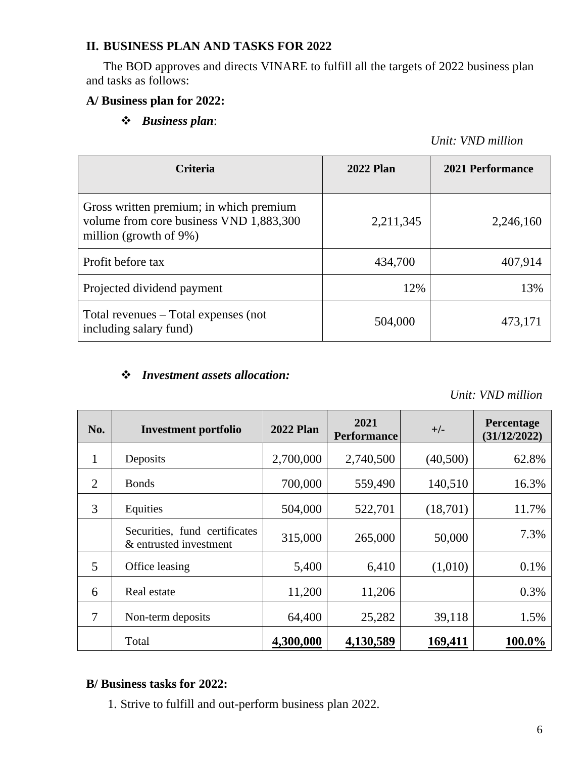## II. BUSINESS PLAN AND TASKS FOR 2022

The BOD approves and directs VINARE to fulfill all the targets of 2022 business plan and tasks as follows:

### A/ Business plan for 2022:

❖ ***Business plan***:

*Unit: VND million*

| Criteria | 2022 Plan | 2021 Performance |
|---|---|---|
| Gross written premium; in which premium volume from core business VND 1,883,300 million (growth of 9%) | 2,211,345 | 2,246,160 |
| Profit before tax | 434,700 | 407,914 |
| Projected dividend payment | 12% | 13% |
| Total revenues – Total expenses (not including salary fund) | 504,000 | 473,171 |

❖ ***Investment assets allocation:***

*Unit: VND million*

| No. | Investment portfolio | 2022 Plan | 2021 Performance | +/- | Percentage (31/12/2022) |
|---|---|---|---|---|---|
| 1 | Deposits | 2,700,000 | 2,740,500 | (40,500) | 62.8% |
| 2 | Bonds | 700,000 | 559,490 | 140,510 | 16.3% |
| 3 | Equities | 504,000 | 522,701 | (18,701) | 11.7% |
| | Securities, fund certificates & entrusted investment | 315,000 | 265,000 | 50,000 | 7.3% |
| 5 | Office leasing | 5,400 | 6,410 | (1,010) | 0.1% |
| 6 | Real estate | 11,200 | 11,206 | | 0.3% |
| 7 | Non-term deposits | 64,400 | 25,282 | 39,118 | 1.5% |
| | Total | **4,300,000** | **4,130,589** | **169,411** | **100.0%** |

### B/ Business tasks for 2022:

1. Strive to fulfill and out-perform business plan 2022.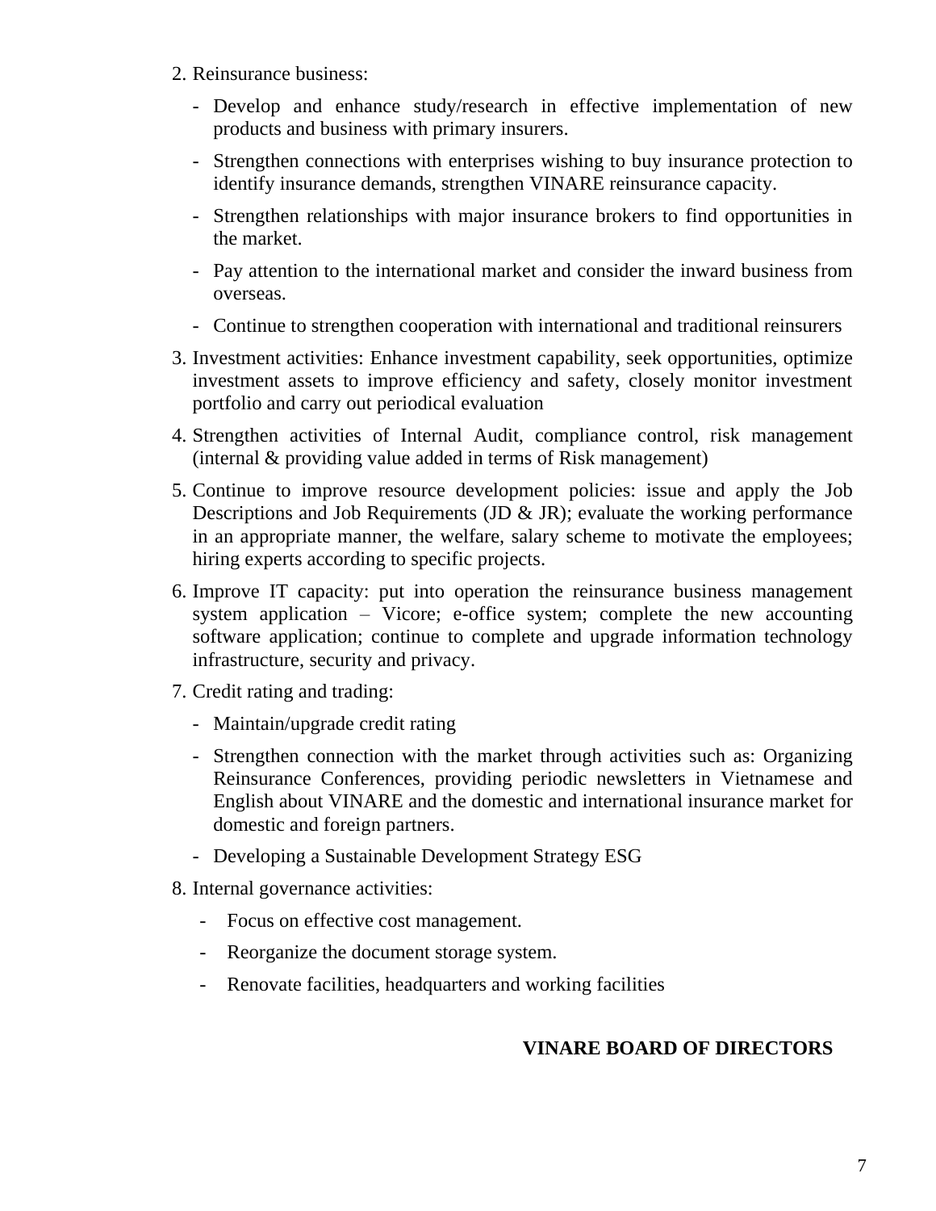2. Reinsurance business:

    - Develop and enhance study/research in effective implementation of new products and business with primary insurers.
    - Strengthen connections with enterprises wishing to buy insurance protection to identify insurance demands, strengthen VINARE reinsurance capacity.
    - Strengthen relationships with major insurance brokers to find opportunities in the market.
    - Pay attention to the international market and consider the inward business from overseas.
    - Continue to strengthen cooperation with international and traditional reinsurers

3. Investment activities: Enhance investment capability, seek opportunities, optimize investment assets to improve efficiency and safety, closely monitor investment portfolio and carry out periodical evaluation

4. Strengthen activities of Internal Audit, compliance control, risk management (internal & providing value added in terms of Risk management)

5. Continue to improve resource development policies: issue and apply the Job Descriptions and Job Requirements (JD & JR); evaluate the working performance in an appropriate manner, the welfare, salary scheme to motivate the employees; hiring experts according to specific projects.

6. Improve IT capacity: put into operation the reinsurance business management system application – Vicore; e-office system; complete the new accounting software application; continue to complete and upgrade information technology infrastructure, security and privacy.

7. Credit rating and trading:

    - Maintain/upgrade credit rating
    - Strengthen connection with the market through activities such as: Organizing Reinsurance Conferences, providing periodic newsletters in Vietnamese and English about VINARE and the domestic and international insurance market for domestic and foreign partners.
    - Developing a Sustainable Development Strategy ESG

8. Internal governance activities:

    - Focus on effective cost management.
    - Reorganize the document storage system.
    - Renovate facilities, headquarters and working facilities

**VINARE BOARD OF DIRECTORS**